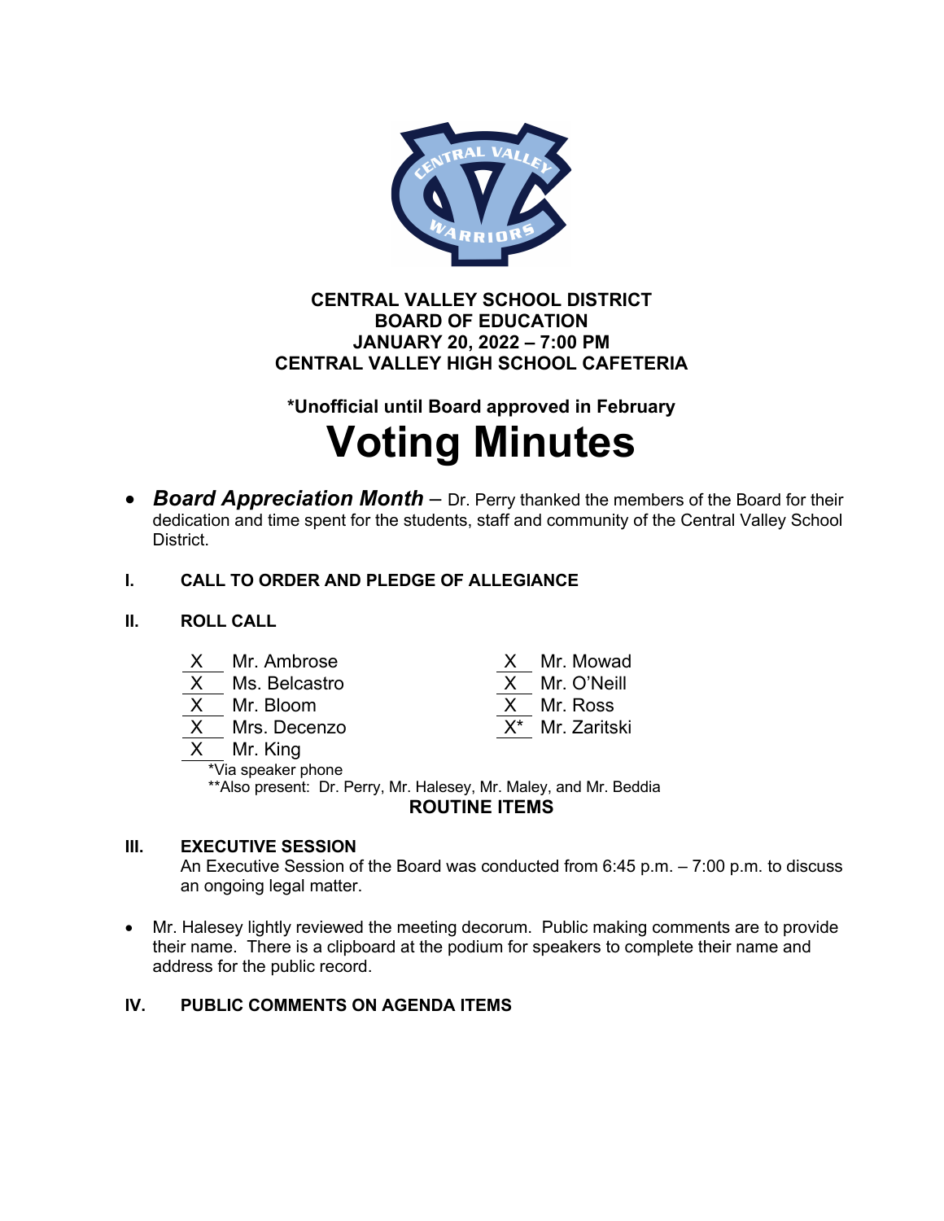**CENTRAL VALLEY SCHOOL DISTRICT**
**BOARD OF EDUCATION**
**JANUARY 20, 2022 – 7:00 PM**
**CENTRAL VALLEY HIGH SCHOOL CAFETERIA**

**\*Unofficial until Board approved in February**

# Voting Minutes

- ***Board Appreciation Month*** – Dr. Perry thanked the members of the Board for their dedication and time spent for the students, staff and community of the Central Valley School District.

## I. CALL TO ORDER AND PLEDGE OF ALLEGIANCE

## II. ROLL CALL

| | | | |
|---|---|---|---|
| X | Mr. Ambrose | X | Mr. Mowad |
| X | Ms. Belcastro | X | Mr. O'Neill |
| X | Mr. Bloom | X | Mr. Ross |
| X | Mrs. Decenzo | X* | Mr. Zaritski |
| X | Mr. King | | |

*Via speaker phone
**Also present: Dr. Perry, Mr. Halesey, Mr. Maley, and Mr. Beddia

**ROUTINE ITEMS**

## III. EXECUTIVE SESSION

An Executive Session of the Board was conducted from 6:45 p.m. – 7:00 p.m. to discuss an ongoing legal matter.

- Mr. Halesey lightly reviewed the meeting decorum. Public making comments are to provide their name. There is a clipboard at the podium for speakers to complete their name and address for the public record.

## IV. PUBLIC COMMENTS ON AGENDA ITEMS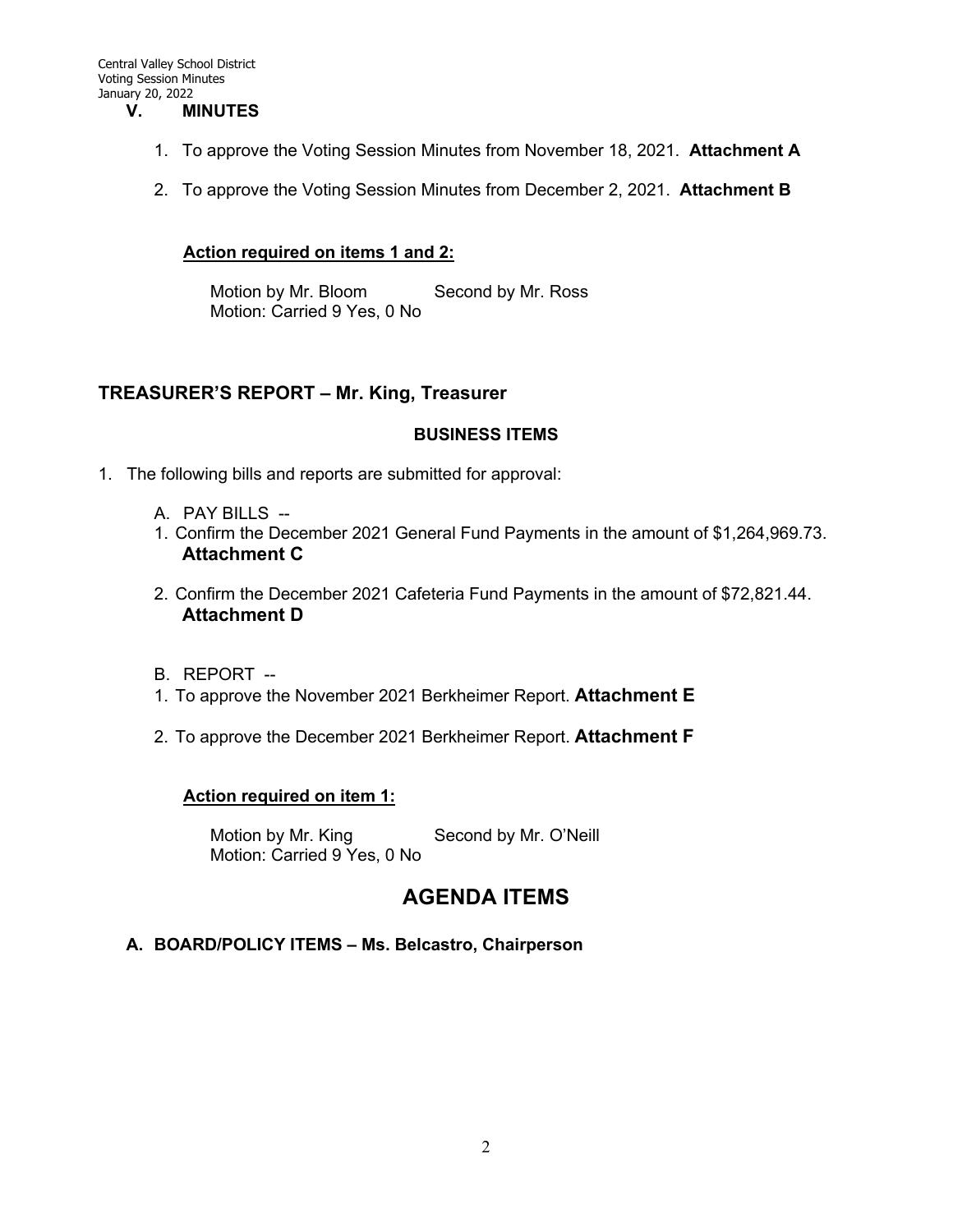## V. MINUTES

1. To approve the Voting Session Minutes from November 18, 2021. **Attachment A**

2. To approve the Voting Session Minutes from December 2, 2021. **Attachment B**

**Action required on items 1 and 2:**

Motion by Mr. Bloom    Second by Mr. Ross
Motion: Carried 9 Yes, 0 No

## TREASURER'S REPORT – Mr. King, Treasurer

### BUSINESS ITEMS

1. The following bills and reports are submitted for approval:

A. PAY BILLS --

1. Confirm the December 2021 General Fund Payments in the amount of $1,264,969.73. **Attachment C**

2. Confirm the December 2021 Cafeteria Fund Payments in the amount of $72,821.44. **Attachment D**

B. REPORT --

1. To approve the November 2021 Berkheimer Report. **Attachment E**

2. To approve the December 2021 Berkheimer Report. **Attachment F**

**Action required on item 1:**

Motion by Mr. King    Second by Mr. O'Neill
Motion: Carried 9 Yes, 0 No

# AGENDA ITEMS

### A. BOARD/POLICY ITEMS – Ms. Belcastro, Chairperson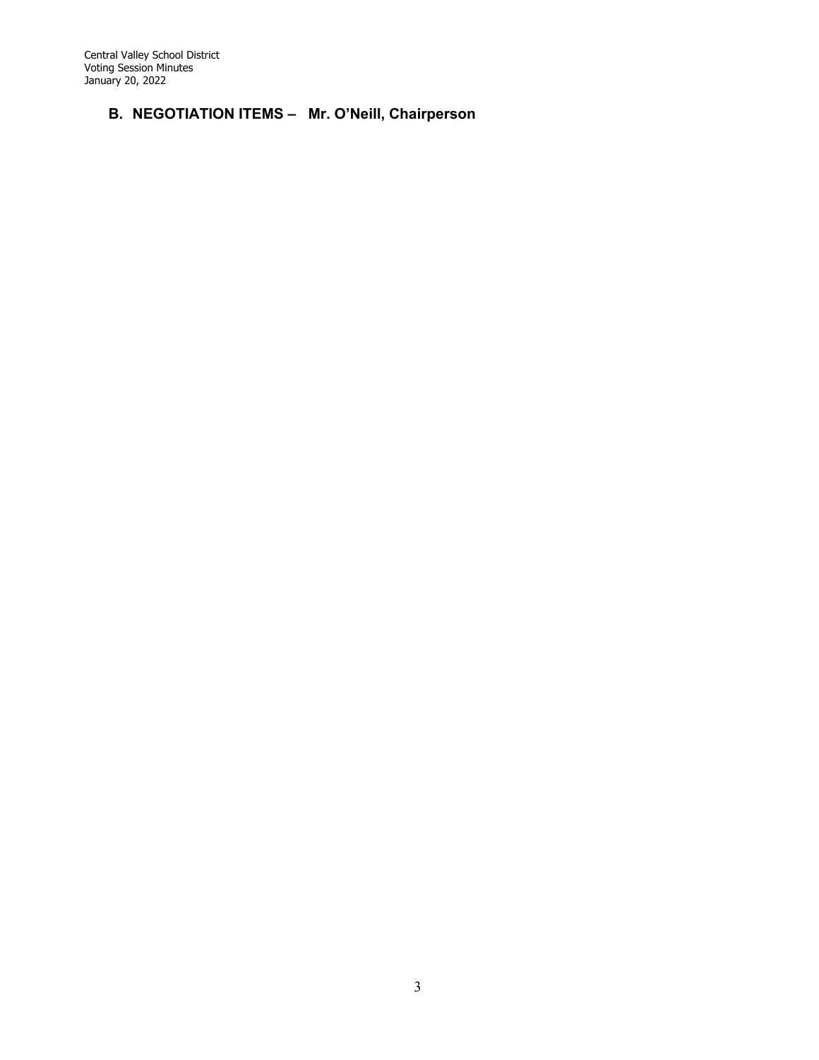## B. NEGOTIATION ITEMS – Mr. O'Neill, Chairperson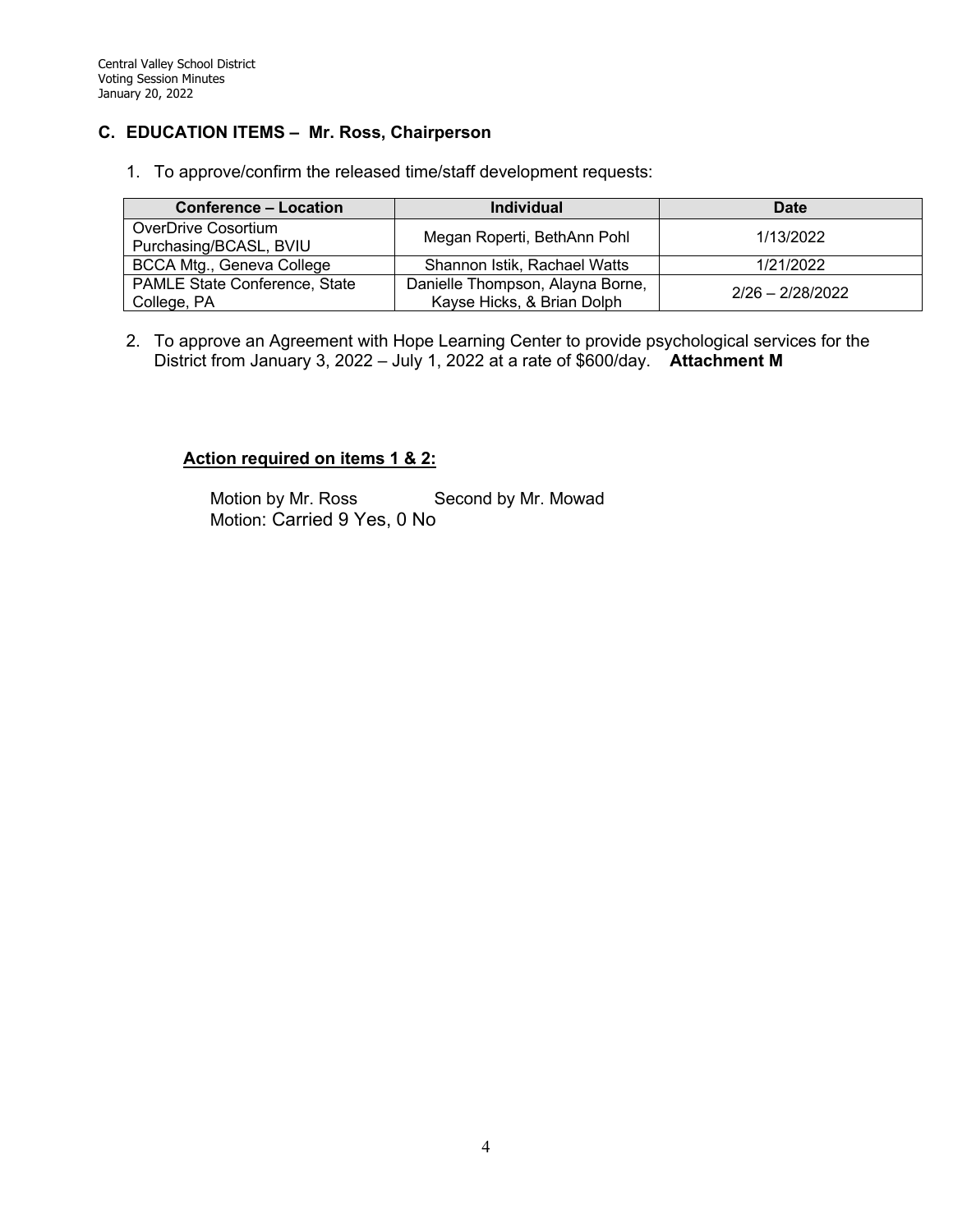## C. EDUCATION ITEMS – Mr. Ross, Chairperson

1. To approve/confirm the released time/staff development requests:

| Conference – Location | Individual | Date |
|---|---|---|
| OverDrive Cosortium Purchasing/BCASL, BVIU | Megan Roperti, BethAnn Pohl | 1/13/2022 |
| BCCA Mtg., Geneva College | Shannon Istik, Rachael Watts | 1/21/2022 |
| PAMLE State Conference, State College, PA | Danielle Thompson, Alayna Borne, Kayse Hicks, & Brian Dolph | 2/26 – 2/28/2022 |

2. To approve an Agreement with Hope Learning Center to provide psychological services for the District from January 3, 2022 – July 1, 2022 at a rate of $600/day. **Attachment M**

**Action required on items 1 & 2:**

Motion by Mr. Ross Second by Mr. Mowad
Motion: Carried 9 Yes, 0 No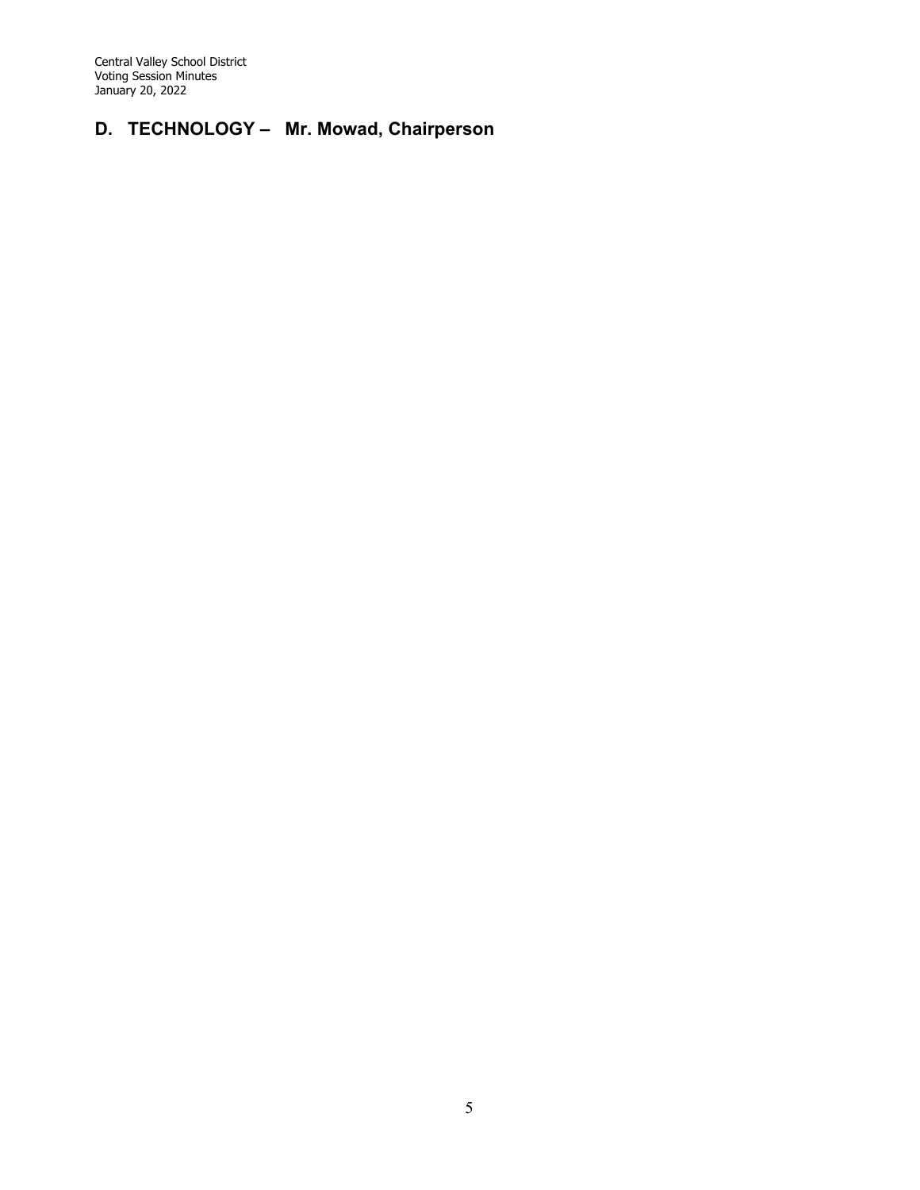## D. TECHNOLOGY – Mr. Mowad, Chairperson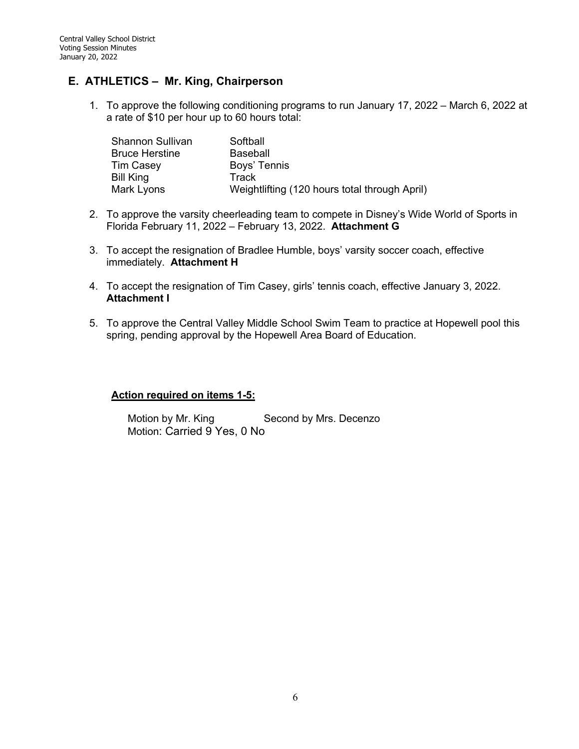## E. ATHLETICS – Mr. King, Chairperson

1. To approve the following conditioning programs to run January 17, 2022 – March 6, 2022 at a rate of $10 per hour up to 60 hours total:

| | |
|---|---|
| Shannon Sullivan | Softball |
| Bruce Herstine | Baseball |
| Tim Casey | Boys' Tennis |
| Bill King | Track |
| Mark Lyons | Weightlifting (120 hours total through April) |

2. To approve the varsity cheerleading team to compete in Disney's Wide World of Sports in Florida February 11, 2022 – February 13, 2022. **Attachment G**

3. To accept the resignation of Bradlee Humble, boys' varsity soccer coach, effective immediately. **Attachment H**

4. To accept the resignation of Tim Casey, girls' tennis coach, effective January 3, 2022. **Attachment I**

5. To approve the Central Valley Middle School Swim Team to practice at Hopewell pool this spring, pending approval by the Hopewell Area Board of Education.

**Action required on items 1-5:**

Motion by Mr. King Second by Mrs. Decenzo
Motion: Carried 9 Yes, 0 No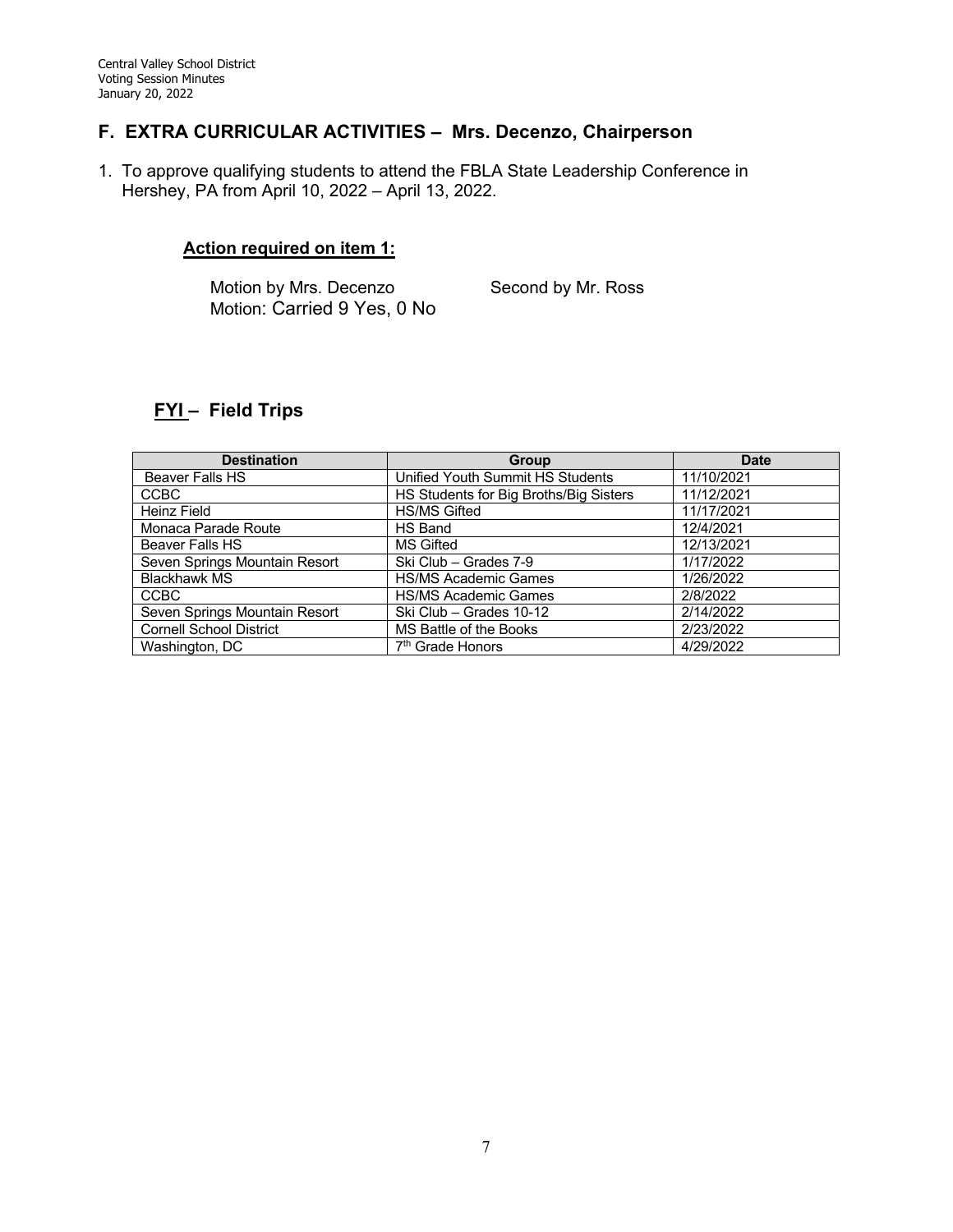## F. EXTRA CURRICULAR ACTIVITIES – Mrs. Decenzo, Chairperson

1. To approve qualifying students to attend the FBLA State Leadership Conference in Hershey, PA from April 10, 2022 – April 13, 2022.

**Action required on item 1:**

Motion by Mrs. Decenzo Second by Mr. Ross
Motion: Carried 9 Yes, 0 No

### FYI – Field Trips

| Destination | Group | Date |
|---|---|---|
| Beaver Falls HS | Unified Youth Summit HS Students | 11/10/2021 |
| CCBC | HS Students for Big Broths/Big Sisters | 11/12/2021 |
| Heinz Field | HS/MS Gifted | 11/17/2021 |
| Monaca Parade Route | HS Band | 12/4/2021 |
| Beaver Falls HS | MS Gifted | 12/13/2021 |
| Seven Springs Mountain Resort | Ski Club – Grades 7-9 | 1/17/2022 |
| Blackhawk MS | HS/MS Academic Games | 1/26/2022 |
| CCBC | HS/MS Academic Games | 2/8/2022 |
| Seven Springs Mountain Resort | Ski Club – Grades 10-12 | 2/14/2022 |
| Cornell School District | MS Battle of the Books | 2/23/2022 |
| Washington, DC | 7th Grade Honors | 4/29/2022 |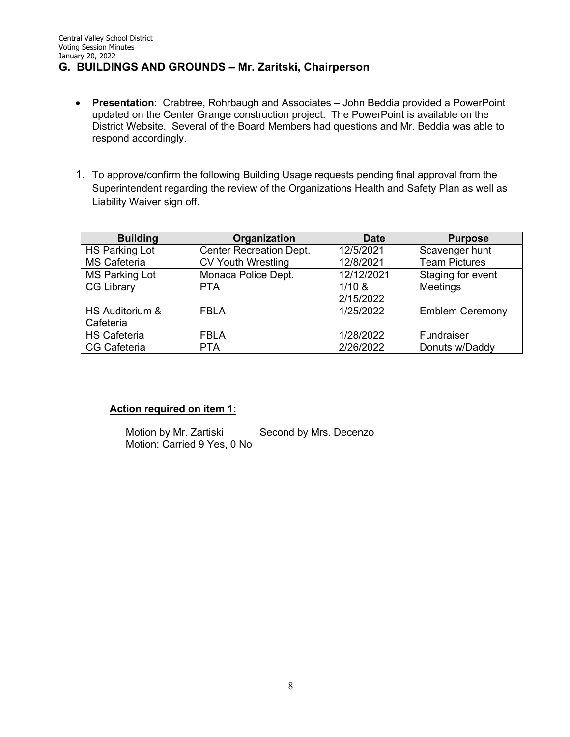## G. BUILDINGS AND GROUNDS – Mr. Zaritski, Chairperson

- **Presentation**: Crabtree, Rohrbaugh and Associates – John Beddia provided a PowerPoint updated on the Center Grange construction project. The PowerPoint is available on the District Website. Several of the Board Members had questions and Mr. Beddia was able to respond accordingly.

1. To approve/confirm the following Building Usage requests pending final approval from the Superintendent regarding the review of the Organizations Health and Safety Plan as well as Liability Waiver sign off.

| Building | Organization | Date | Purpose |
|---|---|---|---|
| HS Parking Lot | Center Recreation Dept. | 12/5/2021 | Scavenger hunt |
| MS Cafeteria | CV Youth Wrestling | 12/8/2021 | Team Pictures |
| MS Parking Lot | Monaca Police Dept. | 12/12/2021 | Staging for event |
| CG Library | PTA | 1/10 & 2/15/2022 | Meetings |
| HS Auditorium & Cafeteria | FBLA | 1/25/2022 | Emblem Ceremony |
| HS Cafeteria | FBLA | 1/28/2022 | Fundraiser |
| CG Cafeteria | PTA | 2/26/2022 | Donuts w/Daddy |

**Action required on item 1:**

Motion by Mr. Zartiski Second by Mrs. Decenzo
Motion: Carried 9 Yes, 0 No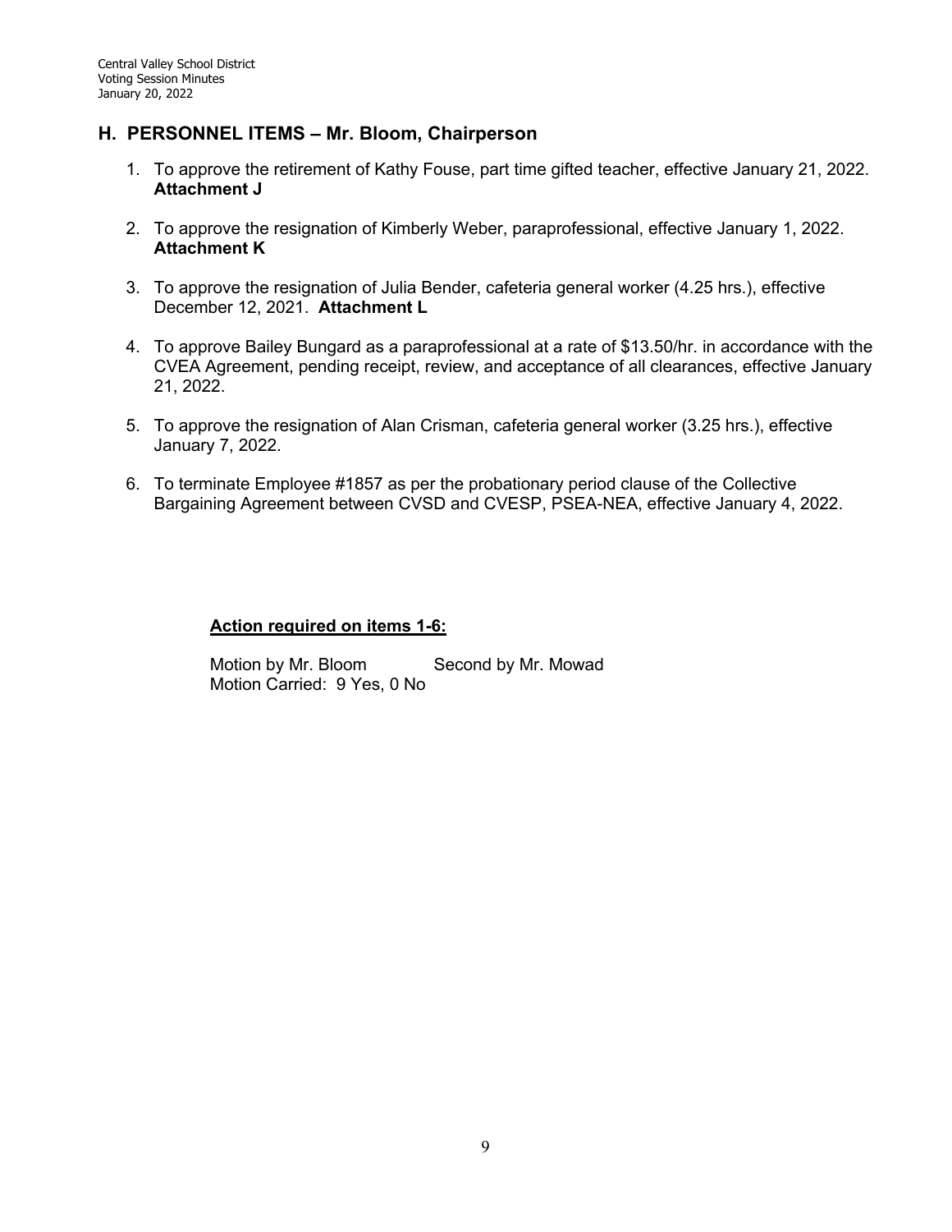## H. PERSONNEL ITEMS – Mr. Bloom, Chairperson

1. To approve the retirement of Kathy Fouse, part time gifted teacher, effective January 21, 2022. **Attachment J**

2. To approve the resignation of Kimberly Weber, paraprofessional, effective January 1, 2022. **Attachment K**

3. To approve the resignation of Julia Bender, cafeteria general worker (4.25 hrs.), effective December 12, 2021. **Attachment L**

4. To approve Bailey Bungard as a paraprofessional at a rate of $13.50/hr. in accordance with the CVEA Agreement, pending receipt, review, and acceptance of all clearances, effective January 21, 2022.

5. To approve the resignation of Alan Crisman, cafeteria general worker (3.25 hrs.), effective January 7, 2022.

6. To terminate Employee #1857 as per the probationary period clause of the Collective Bargaining Agreement between CVSD and CVESP, PSEA-NEA, effective January 4, 2022.

**Action required on items 1-6:**

Motion by Mr. Bloom Second by Mr. Mowad
Motion Carried: 9 Yes, 0 No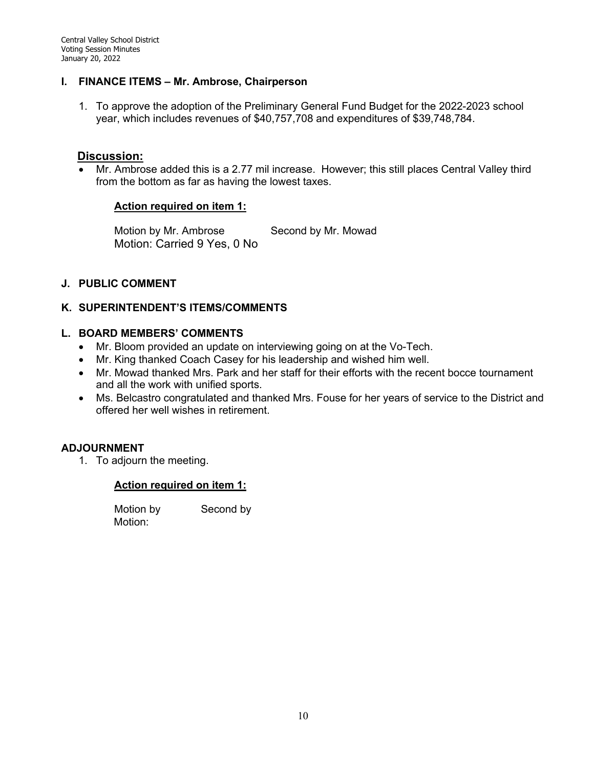## I. FINANCE ITEMS – Mr. Ambrose, Chairperson

1. To approve the adoption of the Preliminary General Fund Budget for the 2022-2023 school year, which includes revenues of $40,757,708 and expenditures of $39,748,784.

**Discussion:**

- Mr. Ambrose added this is a 2.77 mil increase. However; this still places Central Valley third from the bottom as far as having the lowest taxes.

**Action required on item 1:**

Motion by Mr. Ambrose  Second by Mr. Mowad
Motion: Carried 9 Yes, 0 No

## J. PUBLIC COMMENT

## K. SUPERINTENDENT'S ITEMS/COMMENTS

## L. BOARD MEMBERS' COMMENTS

- Mr. Bloom provided an update on interviewing going on at the Vo-Tech.
- Mr. King thanked Coach Casey for his leadership and wished him well.
- Mr. Mowad thanked Mrs. Park and her staff for their efforts with the recent bocce tournament and all the work with unified sports.
- Ms. Belcastro congratulated and thanked Mrs. Fouse for her years of service to the District and offered her well wishes in retirement.

## ADJOURNMENT

1. To adjourn the meeting.

**Action required on item 1:**

Motion by  Second by
Motion: